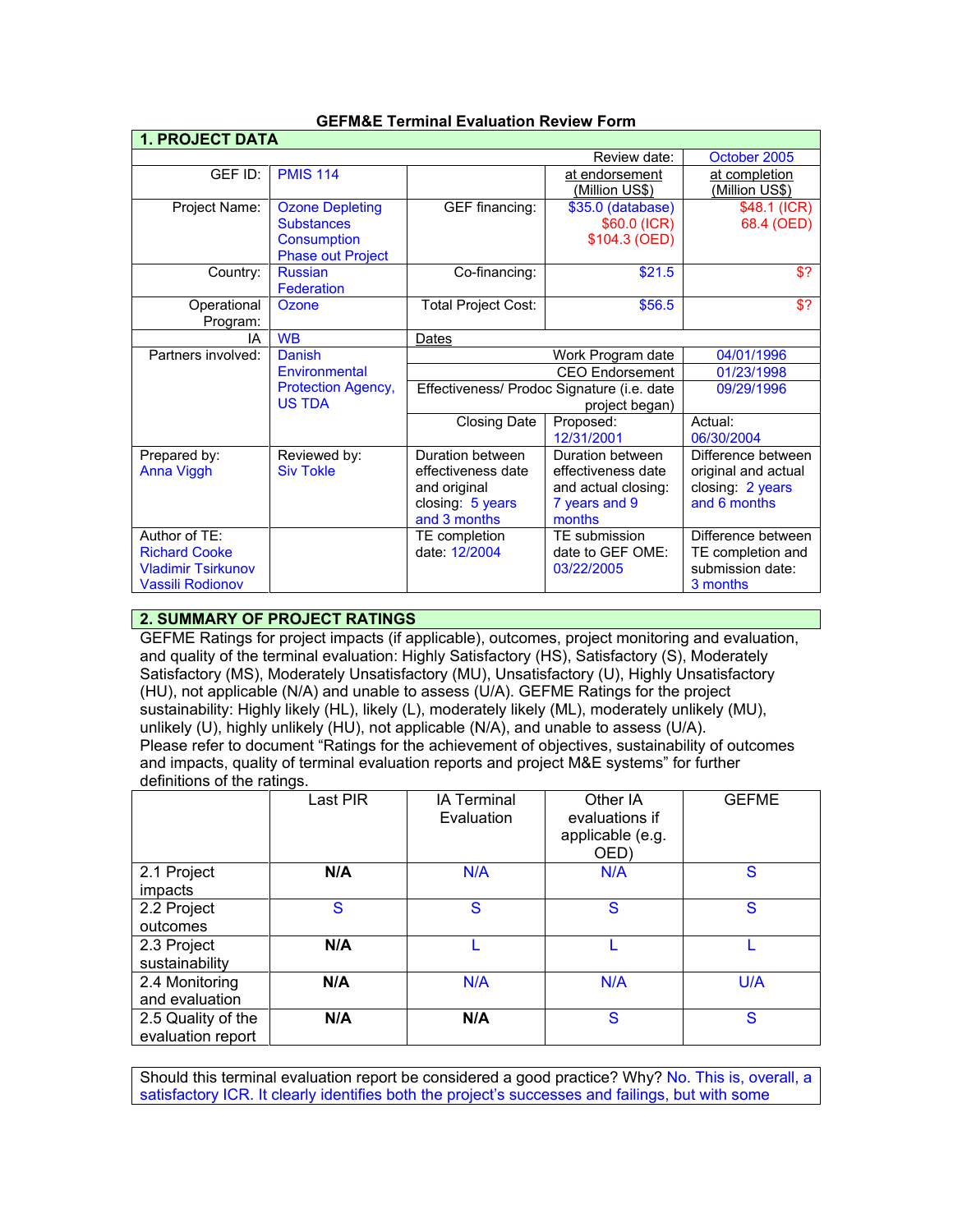# GEFM&E Terminal Evaluation Review Form

## 1. PROJECT DATA

| | | | Review date: | October 2005 |
|---|---|---|---|---|
| GEF ID: | PMIS 114 | | at endorsement (Million US$) | at completion (Million US$) |
| Project Name: | Ozone Depleting Substances Consumption Phase out Project | GEF financing: | $35.0 (database) $60.0 (ICR) $104.3 (OED) | $48.1 (ICR) 68.4 (OED) |
| Country: | Russian Federation | Co-financing: | $21.5 | $? |
| Operational Program: | Ozone | Total Project Cost: | $56.5 | $? |
| IA | WB | Dates | | |
| Partners involved: | Danish Environmental Protection Agency, US TDA | Work Program date | | 04/01/1996 |
| | | CEO Endorsement | | 01/23/1998 |
| | | Effectiveness/ Prodoc Signature (i.e. date project began) | | 09/29/1996 |
| | | Closing Date | Proposed: 12/31/2001 | Actual: 06/30/2004 |
| Prepared by: Anna Viggh | Reviewed by: Siv Tokle | Duration between effectiveness date and original closing: 5 years and 3 months | Duration between effectiveness date and actual closing: 7 years and 9 months | Difference between original and actual closing: 2 years and 6 months |
| Author of TE: Richard Cooke Vladimir Tsirkunov Vassili Rodionov | | TE completion date: 12/2004 | TE submission date to GEF OME: 03/22/2005 | Difference between TE completion and submission date: 3 months |

## 2. SUMMARY OF PROJECT RATINGS

GEFME Ratings for project impacts (if applicable), outcomes, project monitoring and evaluation, and quality of the terminal evaluation: Highly Satisfactory (HS), Satisfactory (S), Moderately Satisfactory (MS), Moderately Unsatisfactory (MU), Unsatisfactory (U), Highly Unsatisfactory (HU), not applicable (N/A) and unable to assess (U/A). GEFME Ratings for the project sustainability: Highly likely (HL), likely (L), moderately likely (ML), moderately unlikely (MU), unlikely (U), highly unlikely (HU), not applicable (N/A), and unable to assess (U/A).
Please refer to document "Ratings for the achievement of objectives, sustainability of outcomes and impacts, quality of terminal evaluation reports and project M&E systems" for further definitions of the ratings.

| | Last PIR | IA Terminal Evaluation | Other IA evaluations if applicable (e.g. OED) | GEFME |
|---|---|---|---|---|
| 2.1 Project impacts | **N/A** | N/A | N/A | S |
| 2.2 Project outcomes | S | S | S | S |
| 2.3 Project sustainability | **N/A** | L | L | L |
| 2.4 Monitoring and evaluation | **N/A** | N/A | N/A | U/A |
| 2.5 Quality of the evaluation report | **N/A** | **N/A** | S | S |

Should this terminal evaluation report be considered a good practice? Why? No. This is, overall, a satisfactory ICR. It clearly identifies both the project's successes and failings, but with some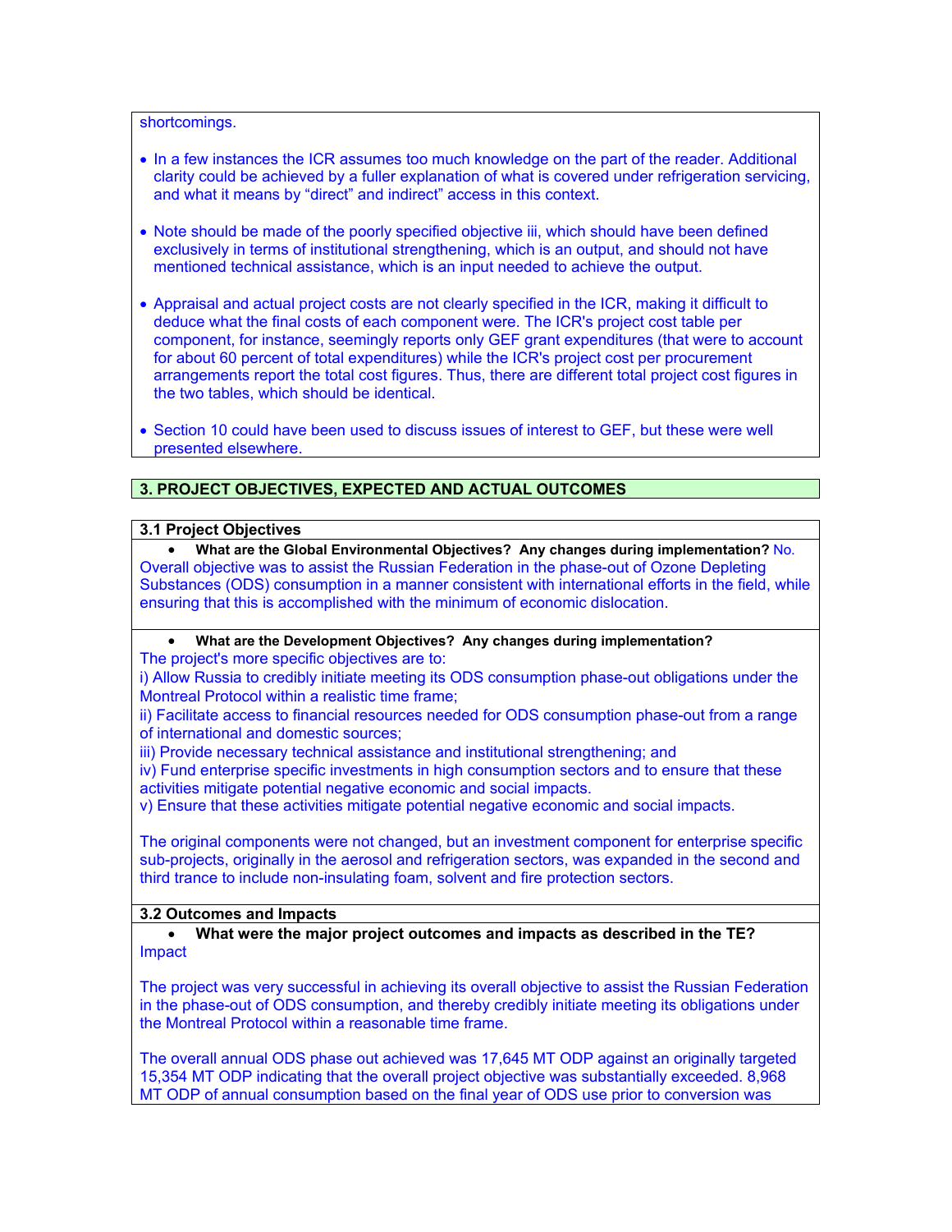shortcomings.

- In a few instances the ICR assumes too much knowledge on the part of the reader. Additional clarity could be achieved by a fuller explanation of what is covered under refrigeration servicing, and what it means by “direct” and indirect” access in this context.
- Note should be made of the poorly specified objective iii, which should have been defined exclusively in terms of institutional strengthening, which is an output, and should not have mentioned technical assistance, which is an input needed to achieve the output.
- Appraisal and actual project costs are not clearly specified in the ICR, making it difficult to deduce what the final costs of each component were. The ICR's project cost table per component, for instance, seemingly reports only GEF grant expenditures (that were to account for about 60 percent of total expenditures) while the ICR's project cost per procurement arrangements report the total cost figures. Thus, there are different total project cost figures in the two tables, which should be identical.
- Section 10 could have been used to discuss issues of interest to GEF, but these were well presented elsewhere.

## 3. PROJECT OBJECTIVES, EXPECTED AND ACTUAL OUTCOMES

### 3.1 Project Objectives

- **What are the Global Environmental Objectives? Any changes during implementation?** No.

Overall objective was to assist the Russian Federation in the phase-out of Ozone Depleting Substances (ODS) consumption in a manner consistent with international efforts in the field, while ensuring that this is accomplished with the minimum of economic dislocation.

- **What are the Development Objectives? Any changes during implementation?**

The project's more specific objectives are to:
i) Allow Russia to credibly initiate meeting its ODS consumption phase-out obligations under the Montreal Protocol within a realistic time frame;
ii) Facilitate access to financial resources needed for ODS consumption phase-out from a range of international and domestic sources;
iii) Provide necessary technical assistance and institutional strengthening; and
iv) Fund enterprise specific investments in high consumption sectors and to ensure that these activities mitigate potential negative economic and social impacts.
v) Ensure that these activities mitigate potential negative economic and social impacts.

The original components were not changed, but an investment component for enterprise specific sub-projects, originally in the aerosol and refrigeration sectors, was expanded in the second and third trance to include non-insulating foam, solvent and fire protection sectors.

### 3.2 Outcomes and Impacts

- **What were the major project outcomes and impacts as described in the TE?**

Impact

The project was very successful in achieving its overall objective to assist the Russian Federation in the phase-out of ODS consumption, and thereby credibly initiate meeting its obligations under the Montreal Protocol within a reasonable time frame.

The overall annual ODS phase out achieved was 17,645 MT ODP against an originally targeted 15,354 MT ODP indicating that the overall project objective was substantially exceeded. 8,968 MT ODP of annual consumption based on the final year of ODS use prior to conversion was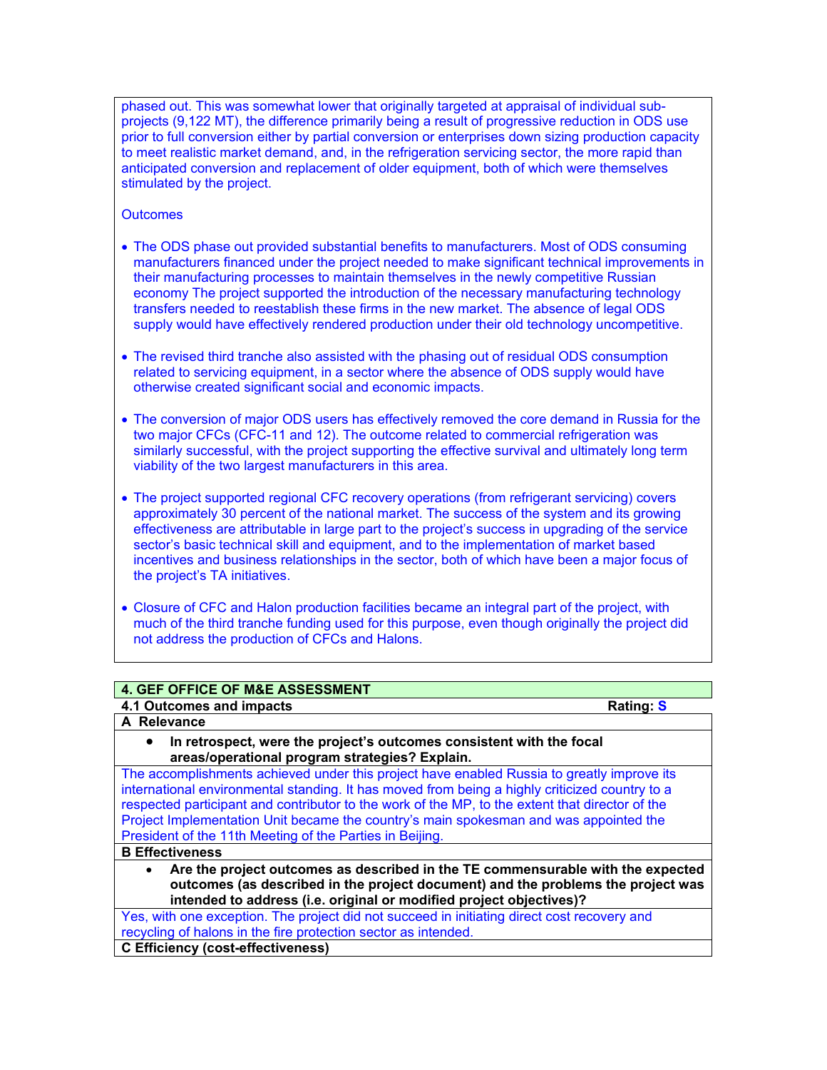phased out. This was somewhat lower that originally targeted at appraisal of individual sub-projects (9,122 MT), the difference primarily being a result of progressive reduction in ODS use prior to full conversion either by partial conversion or enterprises down sizing production capacity to meet realistic market demand, and, in the refrigeration servicing sector, the more rapid than anticipated conversion and replacement of older equipment, both of which were themselves stimulated by the project.

Outcomes

- The ODS phase out provided substantial benefits to manufacturers. Most of ODS consuming manufacturers financed under the project needed to make significant technical improvements in their manufacturing processes to maintain themselves in the newly competitive Russian economy The project supported the introduction of the necessary manufacturing technology transfers needed to reestablish these firms in the new market. The absence of legal ODS supply would have effectively rendered production under their old technology uncompetitive.

- The revised third tranche also assisted with the phasing out of residual ODS consumption related to servicing equipment, in a sector where the absence of ODS supply would have otherwise created significant social and economic impacts.

- The conversion of major ODS users has effectively removed the core demand in Russia for the two major CFCs (CFC-11 and 12). The outcome related to commercial refrigeration was similarly successful, with the project supporting the effective survival and ultimately long term viability of the two largest manufacturers in this area.

- The project supported regional CFC recovery operations (from refrigerant servicing) covers approximately 30 percent of the national market. The success of the system and its growing effectiveness are attributable in large part to the project's success in upgrading of the service sector's basic technical skill and equipment, and to the implementation of market based incentives and business relationships in the sector, both of which have been a major focus of the project's TA initiatives.

- Closure of CFC and Halon production facilities became an integral part of the project, with much of the third tranche funding used for this purpose, even though originally the project did not address the production of CFCs and Halons.

## 4. GEF OFFICE OF M&E ASSESSMENT

**4.1 Outcomes and impacts** — **Rating: S**

**A Relevance**

- **In retrospect, were the project's outcomes consistent with the focal areas/operational program strategies? Explain.**

The accomplishments achieved under this project have enabled Russia to greatly improve its international environmental standing. It has moved from being a highly criticized country to a respected participant and contributor to the work of the MP, to the extent that director of the Project Implementation Unit became the country's main spokesman and was appointed the President of the 11th Meeting of the Parties in Beijing.

**B Effectiveness**

- **Are the project outcomes as described in the TE commensurable with the expected outcomes (as described in the project document) and the problems the project was intended to address (i.e. original or modified project objectives)?**

Yes, with one exception. The project did not succeed in initiating direct cost recovery and recycling of halons in the fire protection sector as intended.

**C Efficiency (cost-effectiveness)**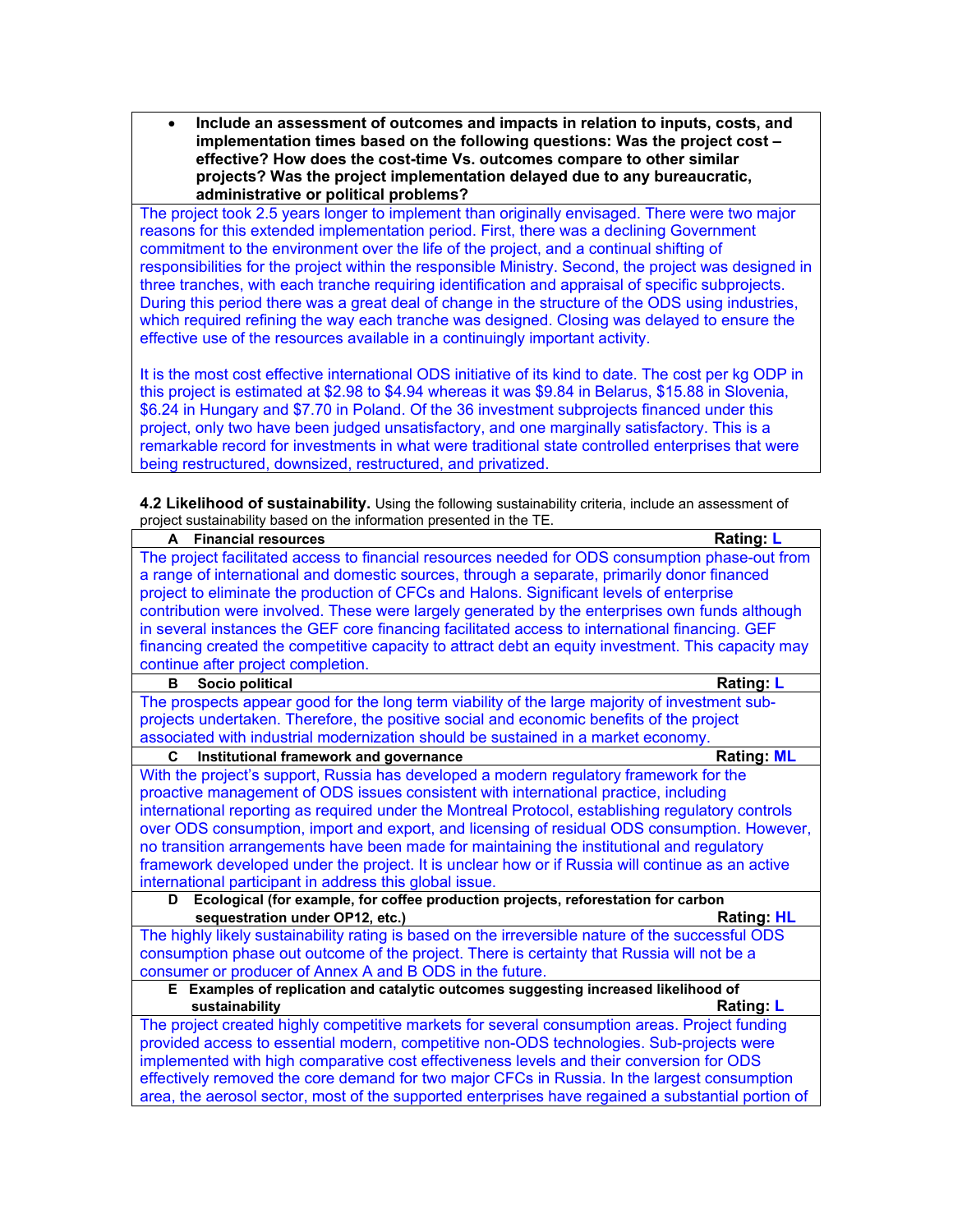- **Include an assessment of outcomes and impacts in relation to inputs, costs, and implementation times based on the following questions: Was the project cost – effective? How does the cost-time Vs. outcomes compare to other similar projects? Was the project implementation delayed due to any bureaucratic, administrative or political problems?**

The project took 2.5 years longer to implement than originally envisaged. There were two major reasons for this extended implementation period. First, there was a declining Government commitment to the environment over the life of the project, and a continual shifting of responsibilities for the project within the responsible Ministry. Second, the project was designed in three tranches, with each tranche requiring identification and appraisal of specific subprojects. During this period there was a great deal of change in the structure of the ODS using industries, which required refining the way each tranche was designed. Closing was delayed to ensure the effective use of the resources available in a continuingly important activity.

It is the most cost effective international ODS initiative of its kind to date. The cost per kg ODP in this project is estimated at $2.98 to $4.94 whereas it was $9.84 in Belarus, $15.88 in Slovenia, $6.24 in Hungary and $7.70 in Poland. Of the 36 investment subprojects financed under this project, only two have been judged unsatisfactory, and one marginally satisfactory. This is a remarkable record for investments in what were traditional state controlled enterprises that were being restructured, downsized, restructured, and privatized.

**4.2 Likelihood of sustainability.** Using the following sustainability criteria, include an assessment of project sustainability based on the information presented in the TE.

| | |
|---|---|
| **A Financial resources** | **Rating: L** |
| The project facilitated access to financial resources needed for ODS consumption phase-out from a range of international and domestic sources, through a separate, primarily donor financed project to eliminate the production of CFCs and Halons. Significant levels of enterprise contribution were involved. These were largely generated by the enterprises own funds although in several instances the GEF core financing facilitated access to international financing. GEF financing created the competitive capacity to attract debt an equity investment. This capacity may continue after project completion. | |
| **B Socio political** | **Rating: L** |
| The prospects appear good for the long term viability of the large majority of investment sub-projects undertaken. Therefore, the positive social and economic benefits of the project associated with industrial modernization should be sustained in a market economy. | |
| **C Institutional framework and governance** | **Rating: ML** |
| With the project's support, Russia has developed a modern regulatory framework for the proactive management of ODS issues consistent with international practice, including international reporting as required under the Montreal Protocol, establishing regulatory controls over ODS consumption, import and export, and licensing of residual ODS consumption. However, no transition arrangements have been made for maintaining the institutional and regulatory framework developed under the project. It is unclear how or if Russia will continue as an active international participant in address this global issue. | |
| **D Ecological (for example, for coffee production projects, reforestation for carbon sequestration under OP12, etc.)** | **Rating: HL** |
| The highly likely sustainability rating is based on the irreversible nature of the successful ODS consumption phase out outcome of the project. There is certainty that Russia will not be a consumer or producer of Annex A and B ODS in the future. | |
| **E Examples of replication and catalytic outcomes suggesting increased likelihood of sustainability** | **Rating: L** |
| The project created highly competitive markets for several consumption areas. Project funding provided access to essential modern, competitive non-ODS technologies. Sub-projects were implemented with high comparative cost effectiveness levels and their conversion for ODS effectively removed the core demand for two major CFCs in Russia. In the largest consumption area, the aerosol sector, most of the supported enterprises have regained a substantial portion of | |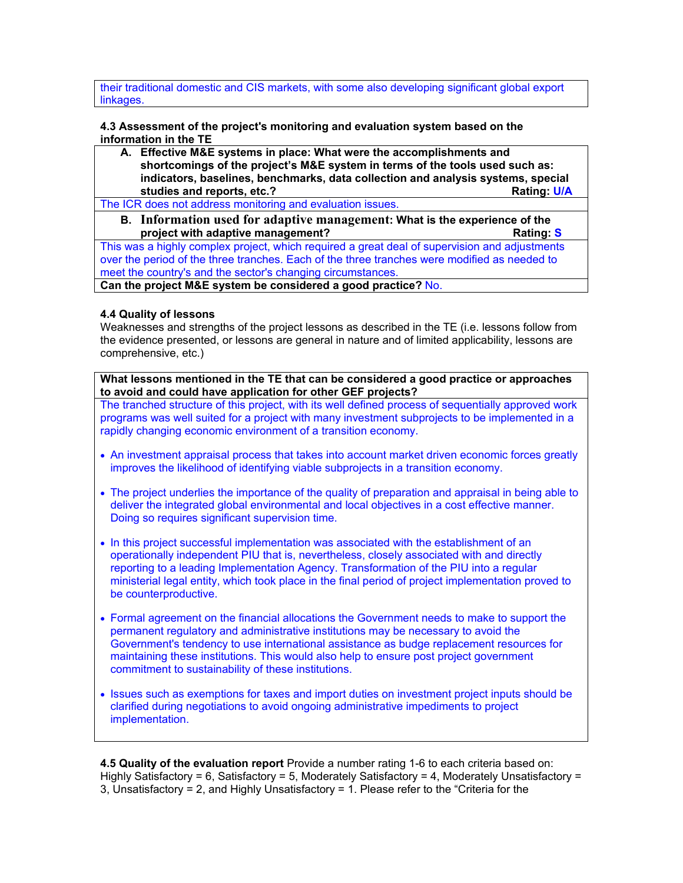their traditional domestic and CIS markets, with some also developing significant global export linkages.

**4.3 Assessment of the project's monitoring and evaluation system based on the information in the TE**

**A. Effective M&E systems in place: What were the accomplishments and shortcomings of the project's M&E system in terms of the tools used such as: indicators, baselines, benchmarks, data collection and analysis systems, special studies and reports, etc.?** **Rating: U/A**

The ICR does not address monitoring and evaluation issues.

**B. Information used for adaptive management: What is the experience of the project with adaptive management?** **Rating: S**

This was a highly complex project, which required a great deal of supervision and adjustments over the period of the three tranches. Each of the three tranches were modified as needed to meet the country's and the sector's changing circumstances.

**Can the project M&E system be considered a good practice?** No.

**4.4 Quality of lessons**

Weaknesses and strengths of the project lessons as described in the TE (i.e. lessons follow from the evidence presented, or lessons are general in nature and of limited applicability, lessons are comprehensive, etc.)

**What lessons mentioned in the TE that can be considered a good practice or approaches to avoid and could have application for other GEF projects?**

The tranched structure of this project, with its well defined process of sequentially approved work programs was well suited for a project with many investment subprojects to be implemented in a rapidly changing economic environment of a transition economy.

- An investment appraisal process that takes into account market driven economic forces greatly improves the likelihood of identifying viable subprojects in a transition economy.
- The project underlies the importance of the quality of preparation and appraisal in being able to deliver the integrated global environmental and local objectives in a cost effective manner. Doing so requires significant supervision time.
- In this project successful implementation was associated with the establishment of an operationally independent PIU that is, nevertheless, closely associated with and directly reporting to a leading Implementation Agency. Transformation of the PIU into a regular ministerial legal entity, which took place in the final period of project implementation proved to be counterproductive.
- Formal agreement on the financial allocations the Government needs to make to support the permanent regulatory and administrative institutions may be necessary to avoid the Government's tendency to use international assistance as budge replacement resources for maintaining these institutions. This would also help to ensure post project government commitment to sustainability of these institutions.
- Issues such as exemptions for taxes and import duties on investment project inputs should be clarified during negotiations to avoid ongoing administrative impediments to project implementation.

**4.5 Quality of the evaluation report** Provide a number rating 1-6 to each criteria based on: Highly Satisfactory = 6, Satisfactory = 5, Moderately Satisfactory = 4, Moderately Unsatisfactory = 3, Unsatisfactory = 2, and Highly Unsatisfactory = 1. Please refer to the "Criteria for the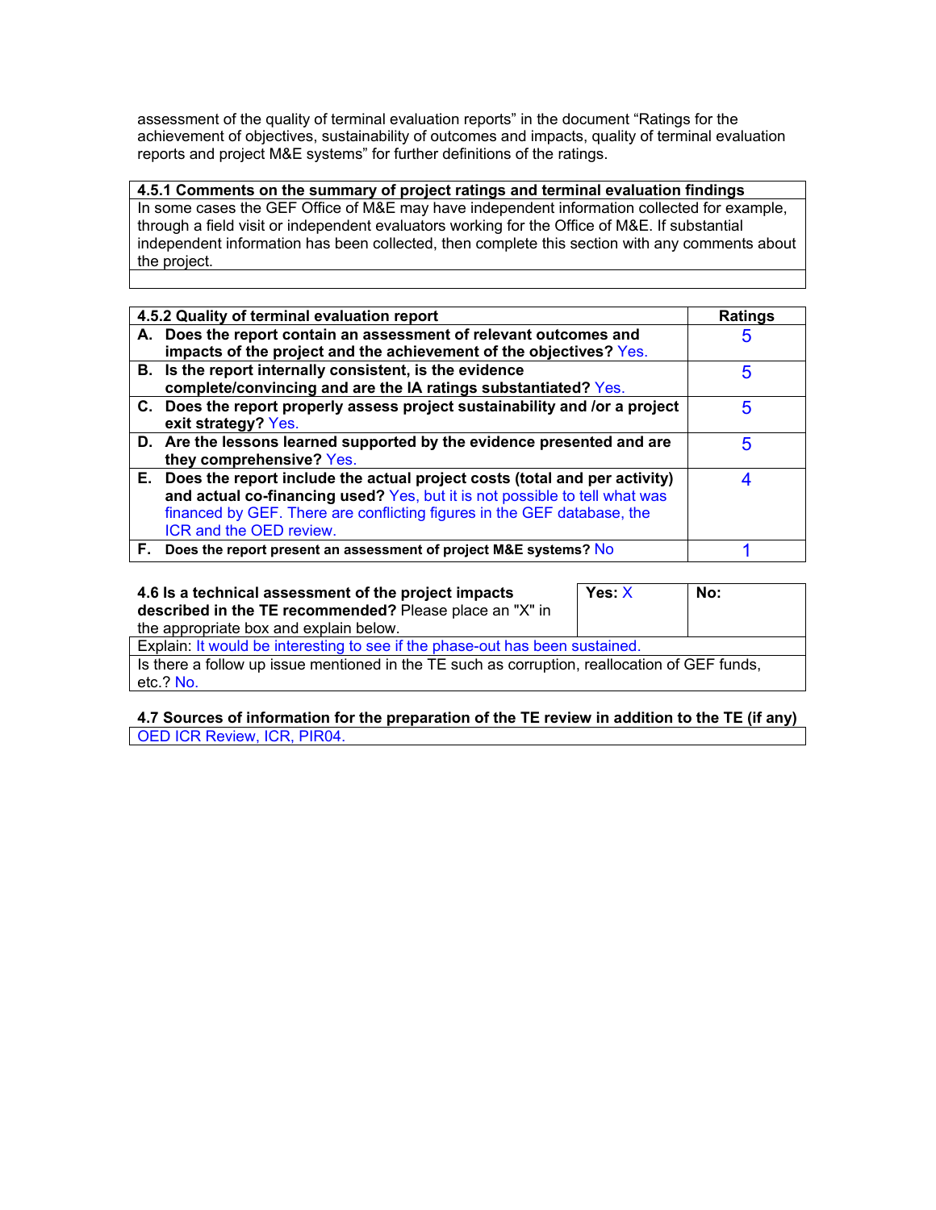assessment of the quality of terminal evaluation reports" in the document "Ratings for the achievement of objectives, sustainability of outcomes and impacts, quality of terminal evaluation reports and project M&E systems" for further definitions of the ratings.

| **4.5.1 Comments on the summary of project ratings and terminal evaluation findings** |
|---|
| In some cases the GEF Office of M&E may have independent information collected for example, through a field visit or independent evaluators working for the Office of M&E. If substantial independent information has been collected, then complete this section with any comments about the project. |
| |

| **4.5.2 Quality of terminal evaluation report** | **Ratings** |
|---|---|
| **A. Does the report contain an assessment of relevant outcomes and impacts of the project and the achievement of the objectives?** Yes. | 5 |
| **B. Is the report internally consistent, is the evidence complete/convincing and are the IA ratings substantiated?** Yes. | 5 |
| **C. Does the report properly assess project sustainability and /or a project exit strategy?** Yes. | 5 |
| **D. Are the lessons learned supported by the evidence presented and are they comprehensive?** Yes. | 5 |
| **E. Does the report include the actual project costs (total and per activity) and actual co-financing used?** Yes, but it is not possible to tell what was financed by GEF. There are conflicting figures in the GEF database, the ICR and the OED review. | 4 |
| **F. Does the report present an assessment of project M&E systems?** No | 1 |

| **4.6 Is a technical assessment of the project impacts described in the TE recommended?** Please place an "X" in the appropriate box and explain below. | **Yes:** X | **No:** |
|---|---|---|
| Explain: It would be interesting to see if the phase-out has been sustained. | | |
| Is there a follow up issue mentioned in the TE such as corruption, reallocation of GEF funds, etc.? No. | | |

| **4.7 Sources of information for the preparation of the TE review in addition to the TE (if any)** |
|---|
| OED ICR Review, ICR, PIR04. |